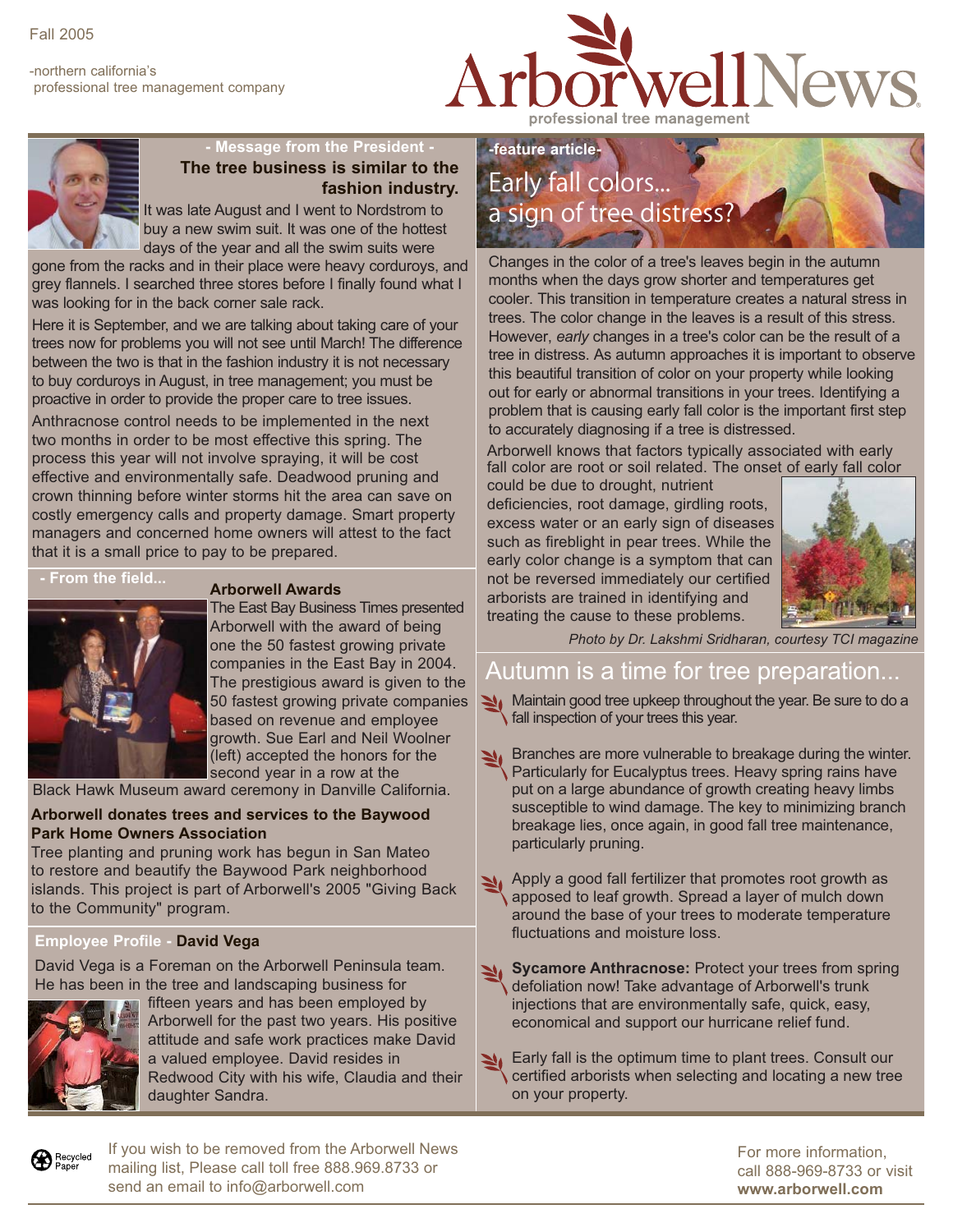Fall 2005

-northern california's
professional tree management company

# ArborwellNews

professional tree management

## - Message from the President -

### The tree business is similar to the fashion industry.

It was late August and I went to Nordstrom to buy a new swim suit. It was one of the hottest days of the year and all the swim suits were gone from the racks and in their place were heavy corduroys, and grey flannels. I searched three stores before I finally found what I was looking for in the back corner sale rack.

Here it is September, and we are talking about taking care of your trees now for problems you will not see until March! The difference between the two is that in the fashion industry it is not necessary to buy corduroys in August, in tree management; you must be proactive in order to provide the proper care to tree issues.

Anthracnose control needs to be implemented in the next two months in order to be most effective this spring. The process this year will not involve spraying, it will be cost effective and environmentally safe. Deadwood pruning and crown thinning before winter storms hit the area can save on costly emergency calls and property damage. Smart property managers and concerned home owners will attest to the fact that it is a small price to pay to be prepared.

## - From the field...

### Arborwell Awards

The East Bay Business Times presented Arborwell with the award of being one the 50 fastest growing private companies in the East Bay in 2004. The prestigious award is given to the 50 fastest growing private companies based on revenue and employee growth. Sue Earl and Neil Woolner (left) accepted the honors for the second year in a row at the Black Hawk Museum award ceremony in Danville California.

### Arborwell donates trees and services to the Baywood Park Home Owners Association

Tree planting and pruning work has begun in San Mateo to restore and beautify the Baywood Park neighborhood islands. This project is part of Arborwell's 2005 "Giving Back to the Community" program.

## Employee Profile - David Vega

David Vega is a Foreman on the Arborwell Peninsula team. He has been in the tree and landscaping business for fifteen years and has been employed by Arborwell for the past two years. His positive attitude and safe work practices make David a valued employee. David resides in Redwood City with his wife, Claudia and their daughter Sandra.

## -feature article-

## Early fall colors... a sign of tree distress?

Changes in the color of a tree's leaves begin in the autumn months when the days grow shorter and temperatures get cooler. This transition in temperature creates a natural stress in trees. The color change in the leaves is a result of this stress. However, *early* changes in a tree's color can be the result of a tree in distress. As autumn approaches it is important to observe this beautiful transition of color on your property while looking out for early or abnormal transitions in your trees. Identifying a problem that is causing early fall color is the important first step to accurately diagnosing if a tree is distressed.

Arborwell knows that factors typically associated with early fall color are root or soil related. The onset of early fall color could be due to drought, nutrient deficiencies, root damage, girdling roots, excess water or an early sign of diseases such as fireblight in pear trees. While the early color change is a symptom that can not be reversed immediately our certified arborists are trained in identifying and treating the cause to these problems.

*Photo by Dr. Lakshmi Sridharan, courtesy TCI magazine*

## Autumn is a time for tree preparation...

- Maintain good tree upkeep throughout the year. Be sure to do a fall inspection of your trees this year.
- Branches are more vulnerable to breakage during the winter. Particularly for Eucalyptus trees. Heavy spring rains have put on a large abundance of growth creating heavy limbs susceptible to wind damage. The key to minimizing branch breakage lies, once again, in good fall tree maintenance, particularly pruning.
- Apply a good fall fertilizer that promotes root growth as apposed to leaf growth. Spread a layer of mulch down around the base of your trees to moderate temperature fluctuations and moisture loss.
- **Sycamore Anthracnose:** Protect your trees from spring defoliation now! Take advantage of Arborwell's trunk injections that are environmentally safe, quick, easy, economical and support our hurricane relief fund.
- Early fall is the optimum time to plant trees. Consult our certified arborists when selecting and locating a new tree on your property.

Recycled Paper

If you wish to be removed from the Arborwell News mailing list, Please call toll free 888.969.8733 or send an email to info@arborwell.com

For more information, call 888-969-8733 or visit **www.arborwell.com**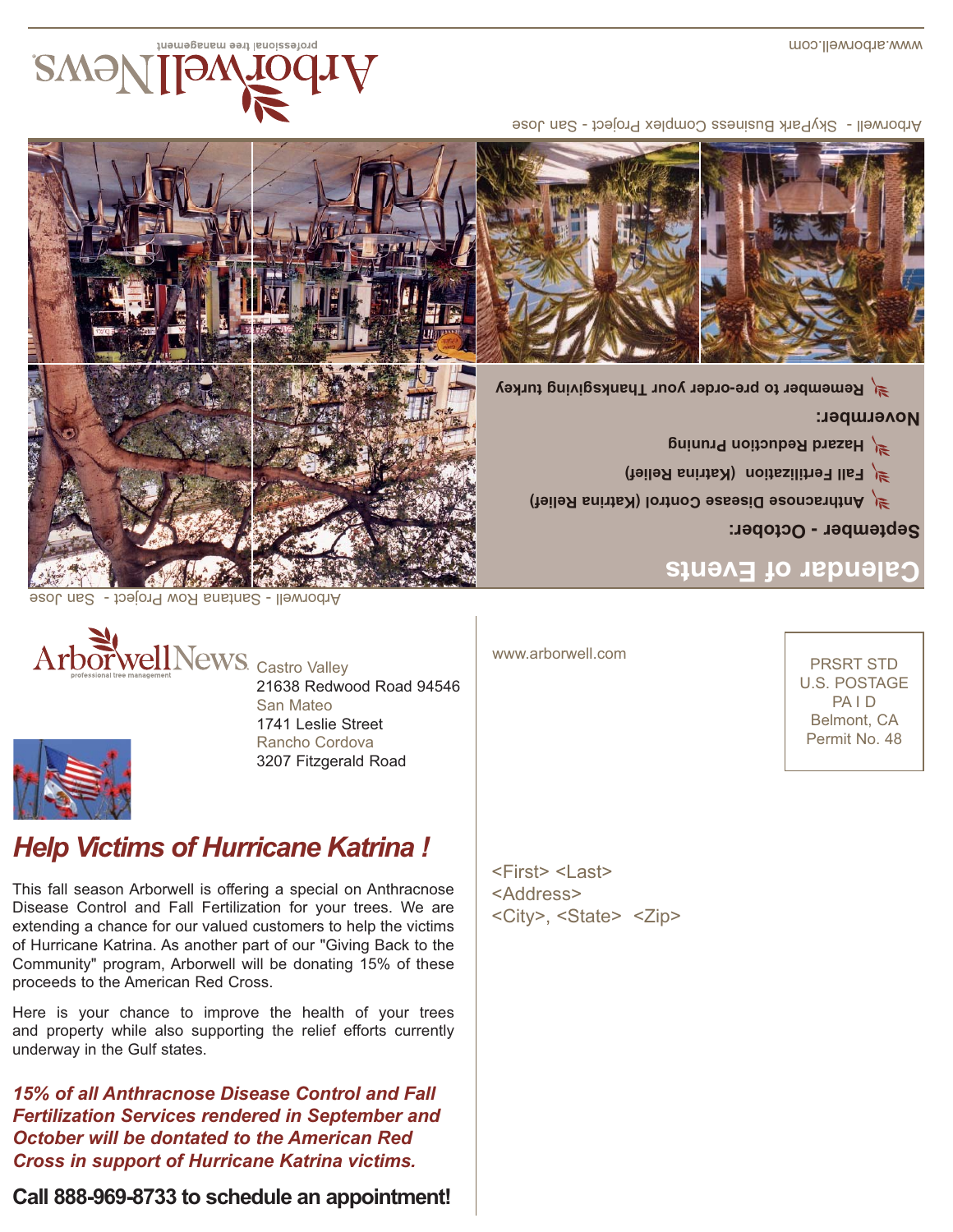www.arborwell.com

Arborwell News
professional tree management

Arborwell - SkyPark Business Complex Project - San Jose

## Calendar of Events

**September - October:**

- **Anthracnose Disease Control (Katrina Relief)**
- **Fall Fertilization (Katrina Relief)**
- **Hazard Reduction Pruning**

**Novermber:**

- **Remember to pre-order your Thanksgiving turkey**

Arborwell - Santana Row Project - San Jose

Arborwell News
professional tree management

Castro Valley
21638 Redwood Road 94546
San Mateo
1741 Leslie Street
Rancho Cordova
3207 Fitzgerald Road

www.arborwell.com

PRSRT STD
U.S. POSTAGE
PA I D
Belmont, CA
Permit No. 48

## *Help Victims of Hurricane Katrina !*

This fall season Arborwell is offering a special on Anthracnose Disease Control and Fall Fertilization for your trees. We are extending a chance for our valued customers to help the victims of Hurricane Katrina. As another part of our "Giving Back to the Community" program, Arborwell will be donating 15% of these proceeds to the American Red Cross.

Here is your chance to improve the health of your trees and property while also supporting the relief efforts currently underway in the Gulf states.

***15% of all Anthracnose Disease Control and Fall Fertilization Services rendered in September and October will be dontated to the American Red Cross in support of Hurricane Katrina victims.***

**Call 888-969-8733 to schedule an appointment!**

<First> <Last>
<Address>
<City>, <State> <Zip>